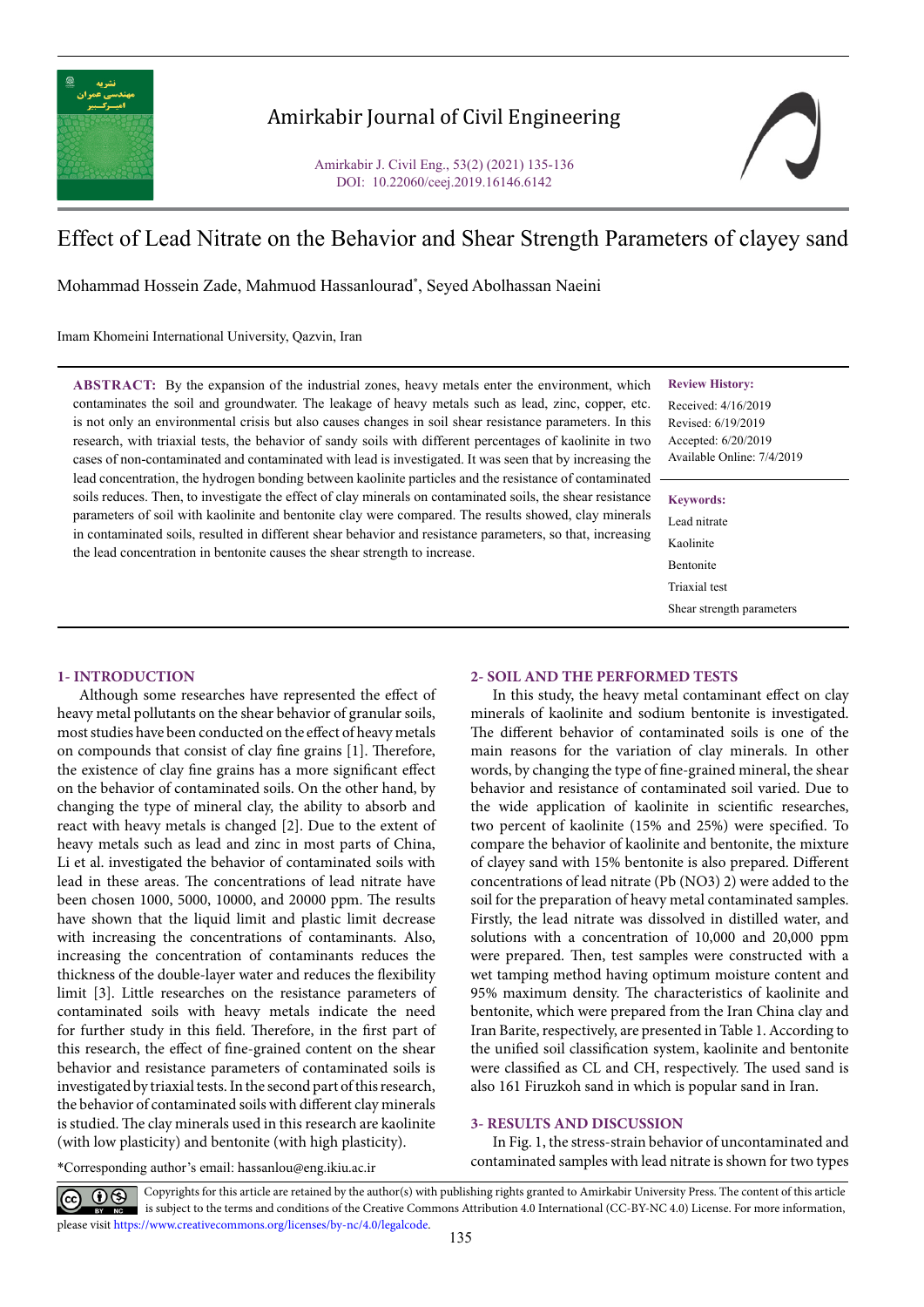# Effect of Lead Nitrate on the Behavior and Shear Strength Parameters of clayey sand

Mohammad Hossein Zade, Mahmuod Hassanlourad*, Seyed Abolhassan Naeini

Imam Khomeini International University, Qazvin, Iran

**ABSTRACT:** By the expansion of the industrial zones, heavy metals enter the environment, which contaminates the soil and groundwater. The leakage of heavy metals such as lead, zinc, copper, etc. is not only an environmental crisis but also causes changes in soil shear resistance parameters. In this research, with triaxial tests, the behavior of sandy soils with different percentages of kaolinite in two cases of non-contaminated and contaminated with lead is investigated. It was seen that by increasing the lead concentration, the hydrogen bonding between kaolinite particles and the resistance of contaminated soils reduces. Then, to investigate the effect of clay minerals on contaminated soils, the shear resistance parameters of soil with kaolinite and bentonite clay were compared. The results showed, clay minerals in contaminated soils, resulted in different shear behavior and resistance parameters, so that, increasing the lead concentration in bentonite causes the shear strength to increase.

**Review History:**

Received: 4/16/2019
Revised: 6/19/2019
Accepted: 6/20/2019
Available Online: 7/4/2019

**Keywords:**

Lead nitrate
Kaolinite
Bentonite
Triaxial test
Shear strength parameters

## 1- INTRODUCTION

Although some researches have represented the effect of heavy metal pollutants on the shear behavior of granular soils, most studies have been conducted on the effect of heavy metals on compounds that consist of clay fine grains [1]. Therefore, the existence of clay fine grains has a more significant effect on the behavior of contaminated soils. On the other hand, by changing the type of mineral clay, the ability to absorb and react with heavy metals is changed [2]. Due to the extent of heavy metals such as lead and zinc in most parts of China, Li et al. investigated the behavior of contaminated soils with lead in these areas. The concentrations of lead nitrate have been chosen 1000, 5000, 10000, and 20000 ppm. The results have shown that the liquid limit and plastic limit decrease with increasing the concentrations of contaminants. Also, increasing the concentration of contaminants reduces the thickness of the double-layer water and reduces the flexibility limit [3]. Little researches on the resistance parameters of contaminated soils with heavy metals indicate the need for further study in this field. Therefore, in the first part of this research, the effect of fine-grained content on the shear behavior and resistance parameters of contaminated soils is investigated by triaxial tests. In the second part of this research, the behavior of contaminated soils with different clay minerals is studied. The clay minerals used in this research are kaolinite (with low plasticity) and bentonite (with high plasticity).

*Corresponding author's email: hassanlou@eng.ikiu.ac.ir

## 2- SOIL AND THE PERFORMED TESTS

In this study, the heavy metal contaminant effect on clay minerals of kaolinite and sodium bentonite is investigated. The different behavior of contaminated soils is one of the main reasons for the variation of clay minerals. In other words, by changing the type of fine-grained mineral, the shear behavior and resistance of contaminated soil varied. Due to the wide application of kaolinite in scientific researches, two percent of kaolinite (15% and 25%) were specified. To compare the behavior of kaolinite and bentonite, the mixture of clayey sand with 15% bentonite is also prepared. Different concentrations of lead nitrate (Pb (NO3) 2) were added to the soil for the preparation of heavy metal contaminated samples. Firstly, the lead nitrate was dissolved in distilled water, and solutions with a concentration of 10,000 and 20,000 ppm were prepared. Then, test samples were constructed with a wet tamping method having optimum moisture content and 95% maximum density. The characteristics of kaolinite and bentonite, which were prepared from the Iran China clay and Iran Barite, respectively, are presented in Table 1. According to the unified soil classification system, kaolinite and bentonite were classified as CL and CH, respectively. The used sand is also 161 Firuzkoh sand in which is popular sand in Iran.

## 3- RESULTS AND DISCUSSION

In Fig. 1, the stress-strain behavior of uncontaminated and contaminated samples with lead nitrate is shown for two types

Copyrights for this article are retained by the author(s) with publishing rights granted to Amirkabir University Press. The content of this article is subject to the terms and conditions of the Creative Commons Attribution 4.0 International (CC-BY-NC 4.0) License. For more information, please visit https://www.creativecommons.org/licenses/by-nc/4.0/legalcode.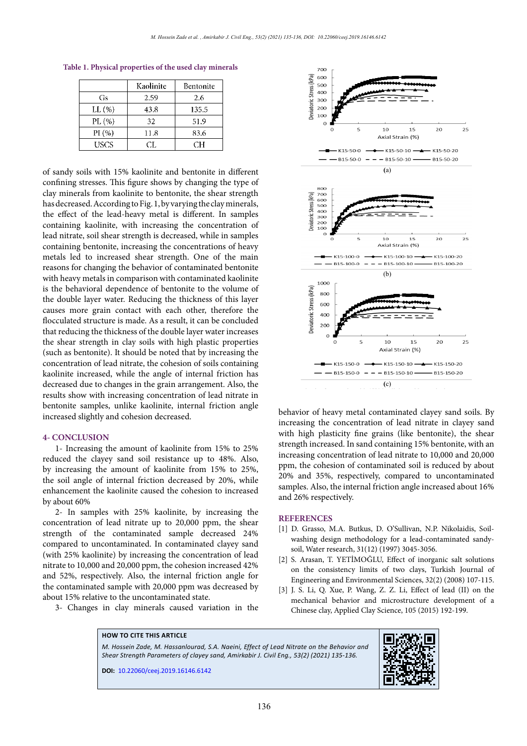**Table 1. Physical properties of the used clay minerals**

| | Kaolinite | Bentonite |
|---|---|---|
| Gs | 2.59 | 2.6 |
| LL (%) | 43.8 | 135.5 |
| PL (%) | 32 | 51.9 |
| PI (%) | 11.8 | 83.6 |
| USCS | CL | CH |

of sandy soils with 15% kaolinite and bentonite in different confining stresses. This figure shows by changing the type of clay minerals from kaolinite to bentonite, the shear strength has decreased. According to Fig. 1, by varying the clay minerals, the effect of the lead-heavy metal is different. In samples containing kaolinite, with increasing the concentration of lead nitrate, soil shear strength is decreased, while in samples containing bentonite, increasing the concentrations of heavy metals led to increased shear strength. One of the main reasons for changing the behavior of contaminated bentonite with heavy metals in comparison with contaminated kaolinite is the behavioral dependence of bentonite to the volume of the double layer water. Reducing the thickness of this layer causes more grain contact with each other, therefore the flocculated structure is made. As a result, it can be concluded that reducing the thickness of the double layer water increases the shear strength in clay soils with high plastic properties (such as bentonite). It should be noted that by increasing the concentration of lead nitrate, the cohesion of soils containing kaolinite increased, while the angle of internal friction has decreased due to changes in the grain arrangement. Also, the results show with increasing concentration of lead nitrate in bentonite samples, unlike kaolinite, internal friction angle increased slightly and cohesion decreased.

Deviatoric Stress (kPa)
Axial Strain (%)
K15-50-0, K15-50-10, K15-50-20, B15-50-0, B15-50-10, B15-50-20

(a)

Deviatoric Stress (kPa)
Axial Strain (%)
K15-100-0, K15-100-10, K15-100-20, B15-100-0, B15-100-10, B15-100-20

(b)

Deviatoric Stress (kPa)
Axial Strain (%)
K15-150-0, K15-150-10, K15-150-20, B15-150-0, B15-150-10, B15-150-20

(c)

## 4- CONCLUSION

1- Increasing the amount of kaolinite from 15% to 25% reduced the clayey sand soil resistance up to 48%. Also, by increasing the amount of kaolinite from 15% to 25%, the soil angle of internal friction decreased by 20%, while enhancement the kaolinite caused the cohesion to increased by about 60%

2- In samples with 25% kaolinite, by increasing the concentration of lead nitrate up to 20,000 ppm, the shear strength of the contaminated sample decreased 24% compared to uncontaminated. In contaminated clayey sand (with 25% kaolinite) by increasing the concentration of lead nitrate to 10,000 and 20,000 ppm, the cohesion increased 42% and 52%, respectively. Also, the internal friction angle for the contaminated sample with 20,000 ppm was decreased by about 15% relative to the uncontaminated state.

3- Changes in clay minerals caused variation in the behavior of heavy metal contaminated clayey sand soils. By increasing the concentration of lead nitrate in clayey sand with high plasticity fine grains (like bentonite), the shear strength increased. In sand containing 15% bentonite, with an increasing concentration of lead nitrate to 10,000 and 20,000 ppm, the cohesion of contaminated soil is reduced by about 20% and 35%, respectively, compared to uncontaminated samples. Also, the internal friction angle increased about 16% and 26% respectively.

## REFERENCES

[1] D. Grasso, M.A. Butkus, D. O'Sullivan, N.P. Nikolaidis, Soil-washing design methodology for a lead-contaminated sandy-soil, Water research, 31(12) (1997) 3045-3056.

[2] S. Arasan, T. YETİMOĞLU, Effect of inorganic salt solutions on the consistency limits of two clays, Turkish Journal of Engineering and Environmental Sciences, 32(2) (2008) 107-115.

[3] J. S. Li, Q. Xue, P. Wang, Z. Z. Li, Effect of lead (II) on the mechanical behavior and microstructure development of a Chinese clay, Applied Clay Science, 105 (2015) 192-199.

**HOW TO CITE THIS ARTICLE**

*M. Hossein Zade, M. Hassanlourad, S.A. Naeini, Effect of Lead Nitrate on the Behavior and Shear Strength Parameters of clayey sand, Amirkabir J. Civil Eng., 53(2) (2021) 135-136.*

**DOI:** 10.22060/ceej.2019.16146.6142